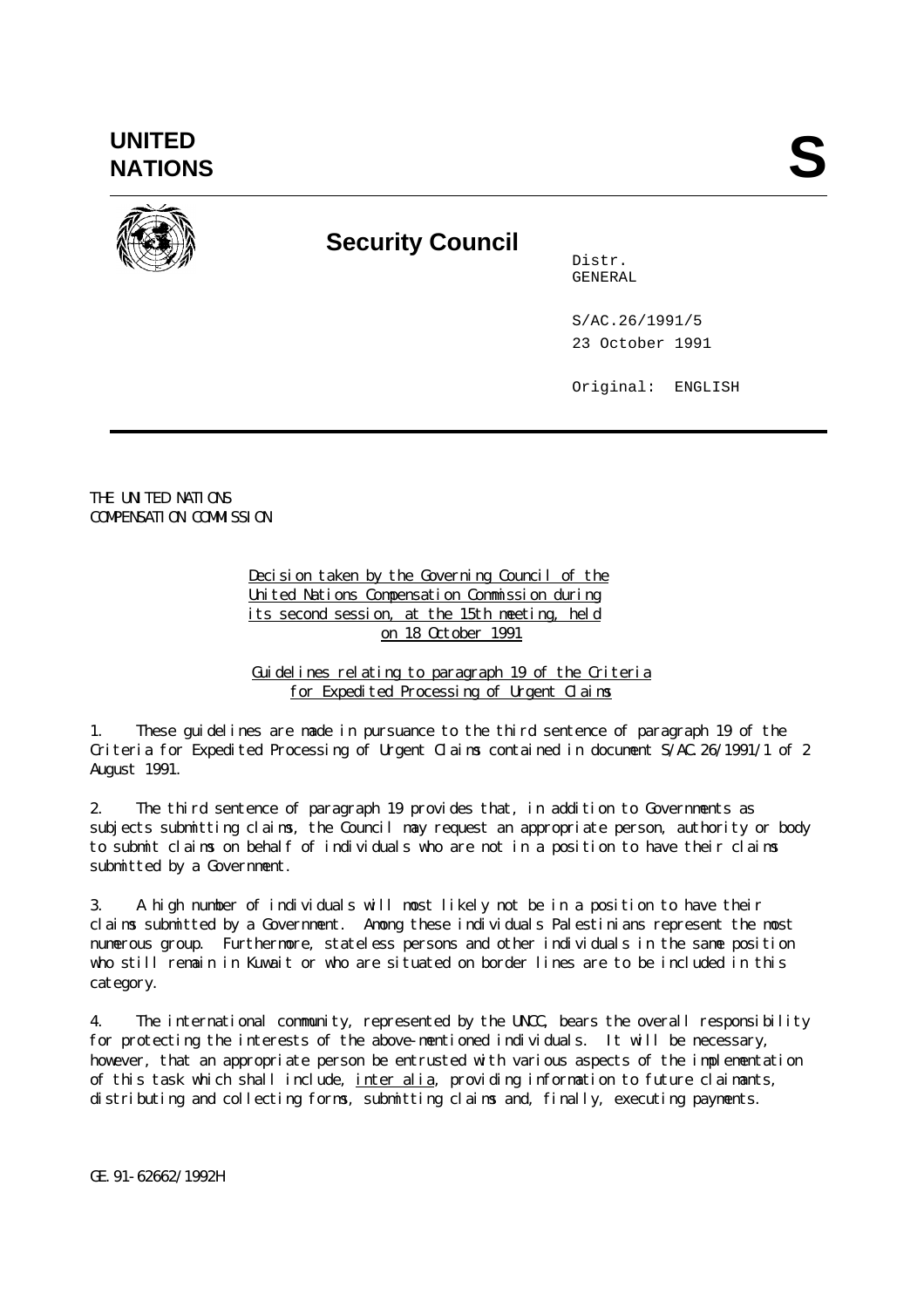**UNITED NATIONS**

# S

## Security Council

Distr.
GENERAL

S/AC.26/1991/5
23 October 1991

Original: ENGLISH

THE UNITED NATIONS
COMPENSATION COMMISSION

Decision taken by the Governing Council of the United Nations Compensation Commission during its second session, at the 15th meeting, held on 18 October 1991

Guidelines relating to paragraph 19 of the Criteria for Expedited Processing of Urgent Claims

1. These guidelines are made in pursuance to the third sentence of paragraph 19 of the Criteria for Expedited Processing of Urgent Claims contained in document S/AC.26/1991/1 of 2 August 1991.

2. The third sentence of paragraph 19 provides that, in addition to Governments as subjects submitting claims, the Council may request an appropriate person, authority or body to submit claims on behalf of individuals who are not in a position to have their claims submitted by a Government.

3. A high number of individuals will most likely not be in a position to have their claims submitted by a Government. Among these individuals Palestinians represent the most numerous group. Furthermore, stateless persons and other individuals in the same position who still remain in Kuwait or who are situated on border lines are to be included in this category.

4. The international community, represented by the UNCC, bears the overall responsibility for protecting the interests of the above-mentioned individuals. It will be necessary, however, that an appropriate person be entrusted with various aspects of the implementation of this task which shall include, *inter alia*, providing information to future claimants, distributing and collecting forms, submitting claims and, finally, executing payments.

GE.91-62662/1992H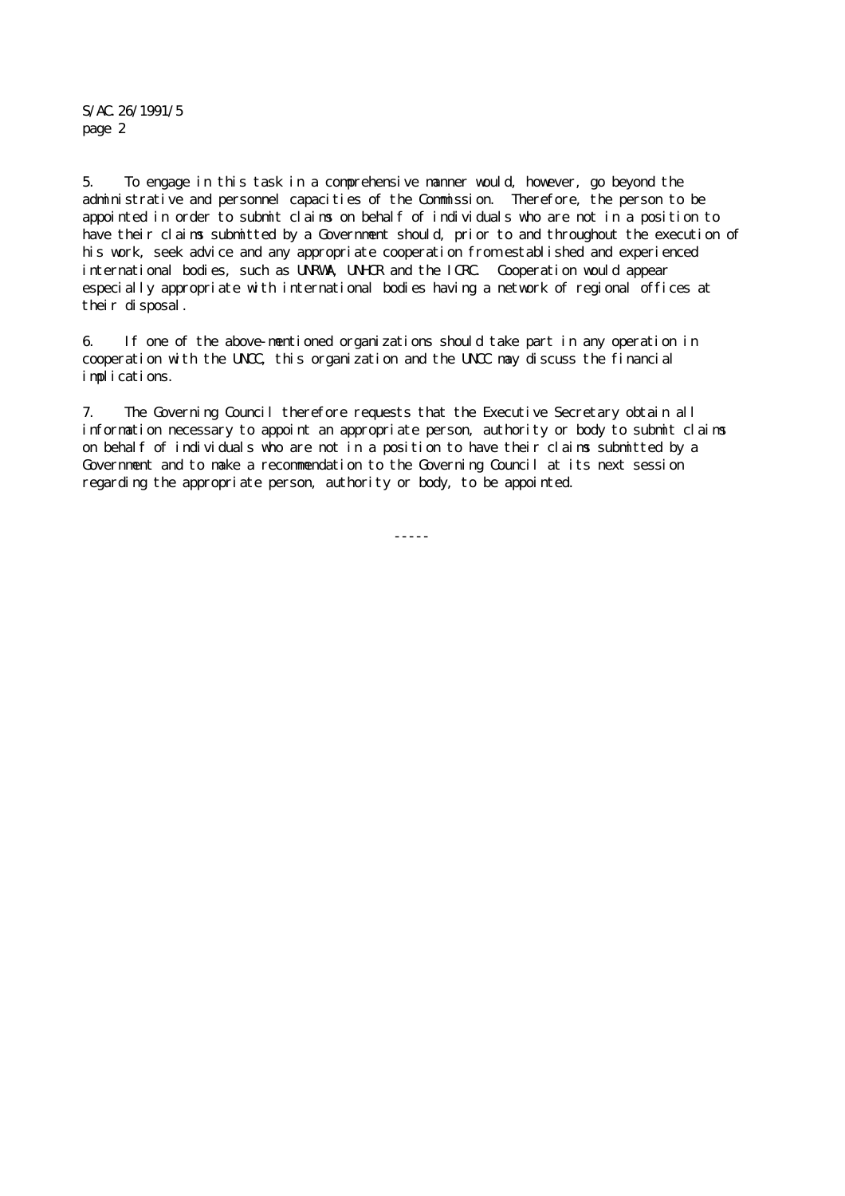5. To engage in this task in a comprehensive manner would, however, go beyond the administrative and personnel capacities of the Commission. Therefore, the person to be appointed in order to submit claims on behalf of individuals who are not in a position to have their claims submitted by a Government should, prior to and throughout the execution of his work, seek advice and any appropriate cooperation from established and experienced international bodies, such as UNRWA, UNHCR and the ICRC. Cooperation would appear especially appropriate with international bodies having a network of regional offices at their disposal.

6. If one of the above-mentioned organizations should take part in any operation in cooperation with the UNCC, this organization and the UNCC may discuss the financial implications.

7. The Governing Council therefore requests that the Executive Secretary obtain all information necessary to appoint an appropriate person, authority or body to submit claims on behalf of individuals who are not in a position to have their claims submitted by a Government and to make a recommendation to the Governing Council at its next session regarding the appropriate person, authority or body, to be appointed.

-----